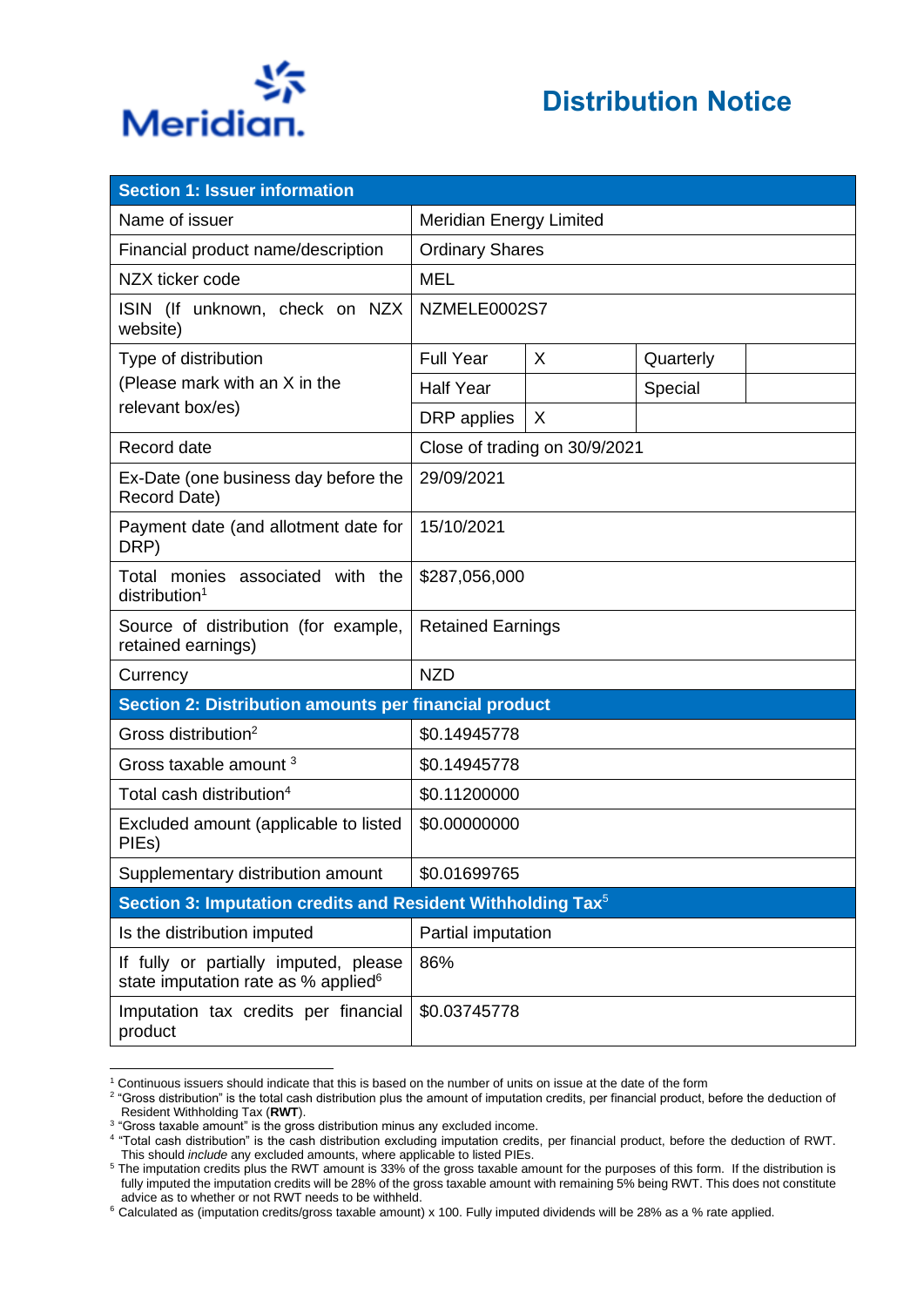Meridian.

# Distribution Notice

| Section 1: Issuer information | | | | |
|---|---|---|---|---|
| Name of issuer | Meridian Energy Limited | | | |
| Financial product name/description | Ordinary Shares | | | |
| NZX ticker code | MEL | | | |
| ISIN (If unknown, check on NZX website) | NZMELE0002S7 | | | |
| Type of distribution (Please mark with an X in the relevant box/es) | Full Year | X | Quarterly | |
| | Half Year | | Special | |
| | DRP applies | X | | |
| Record date | Close of trading on 30/9/2021 | | | |
| Ex-Date (one business day before the Record Date) | 29/09/2021 | | | |
| Payment date (and allotment date for DRP) | 15/10/2021 | | | |
| Total monies associated with the distribution[1] | $287,056,000 | | | |
| Source of distribution (for example, retained earnings) | Retained Earnings | | | |
| Currency | NZD | | | |
| **Section 2: Distribution amounts per financial product** | | | | |
| Gross distribution[2] | $0.14945778 | | | |
| Gross taxable amount [3] | $0.14945778 | | | |
| Total cash distribution[4] | $0.11200000 | | | |
| Excluded amount (applicable to listed PIEs) | $0.00000000 | | | |
| Supplementary distribution amount | $0.01699765 | | | |
| **Section 3: Imputation credits and Resident Withholding Tax[5]** | | | | |
| Is the distribution imputed | Partial imputation | | | |
| If fully or partially imputed, please state imputation rate as % applied[6] | 86% | | | |
| Imputation tax credits per financial product | $0.03745778 | | | |

[1] Continuous issuers should indicate that this is based on the number of units on issue at the date of the form

[2] "Gross distribution" is the total cash distribution plus the amount of imputation credits, per financial product, before the deduction of Resident Withholding Tax (**RWT**).

[3] "Gross taxable amount" is the gross distribution minus any excluded income.

[4] "Total cash distribution" is the cash distribution excluding imputation credits, per financial product, before the deduction of RWT. This should *include* any excluded amounts, where applicable to listed PIEs.

[5] The imputation credits plus the RWT amount is 33% of the gross taxable amount for the purposes of this form. If the distribution is fully imputed the imputation credits will be 28% of the gross taxable amount with remaining 5% being RWT. This does not constitute advice as to whether or not RWT needs to be withheld.

[6] Calculated as (imputation credits/gross taxable amount) x 100. Fully imputed dividends will be 28% as a % rate applied.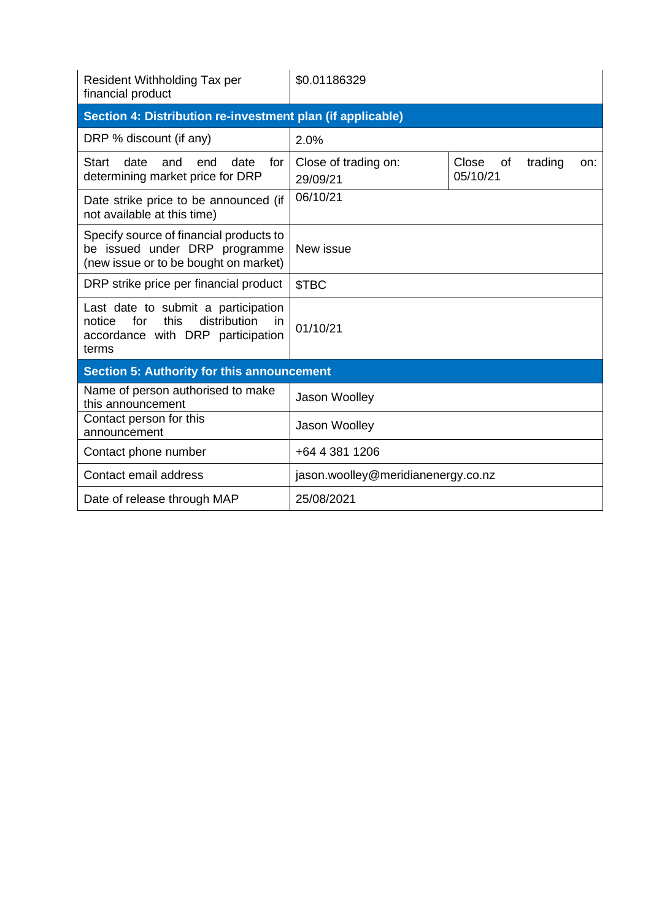| | | |
|---|---|---|
| Resident Withholding Tax per financial product | $0.01186329 | |
| **Section 4: Distribution re-investment plan (if applicable)** | | |
| DRP % discount (if any) | 2.0% | |
| Start date and end date for determining market price for DRP | Close of trading on: 29/09/21 | Close of trading on: 05/10/21 |
| Date strike price to be announced (if not available at this time) | 06/10/21 | |
| Specify source of financial products to be issued under DRP programme (new issue or to be bought on market) | New issue | |
| DRP strike price per financial product | $TBC | |
| Last date to submit a participation notice for this distribution in accordance with DRP participation terms | 01/10/21 | |
| **Section 5: Authority for this announcement** | | |
| Name of person authorised to make this announcement | Jason Woolley | |
| Contact person for this announcement | Jason Woolley | |
| Contact phone number | +64 4 381 1206 | |
| Contact email address | jason.woolley@meridianenergy.co.nz | |
| Date of release through MAP | 25/08/2021 | |